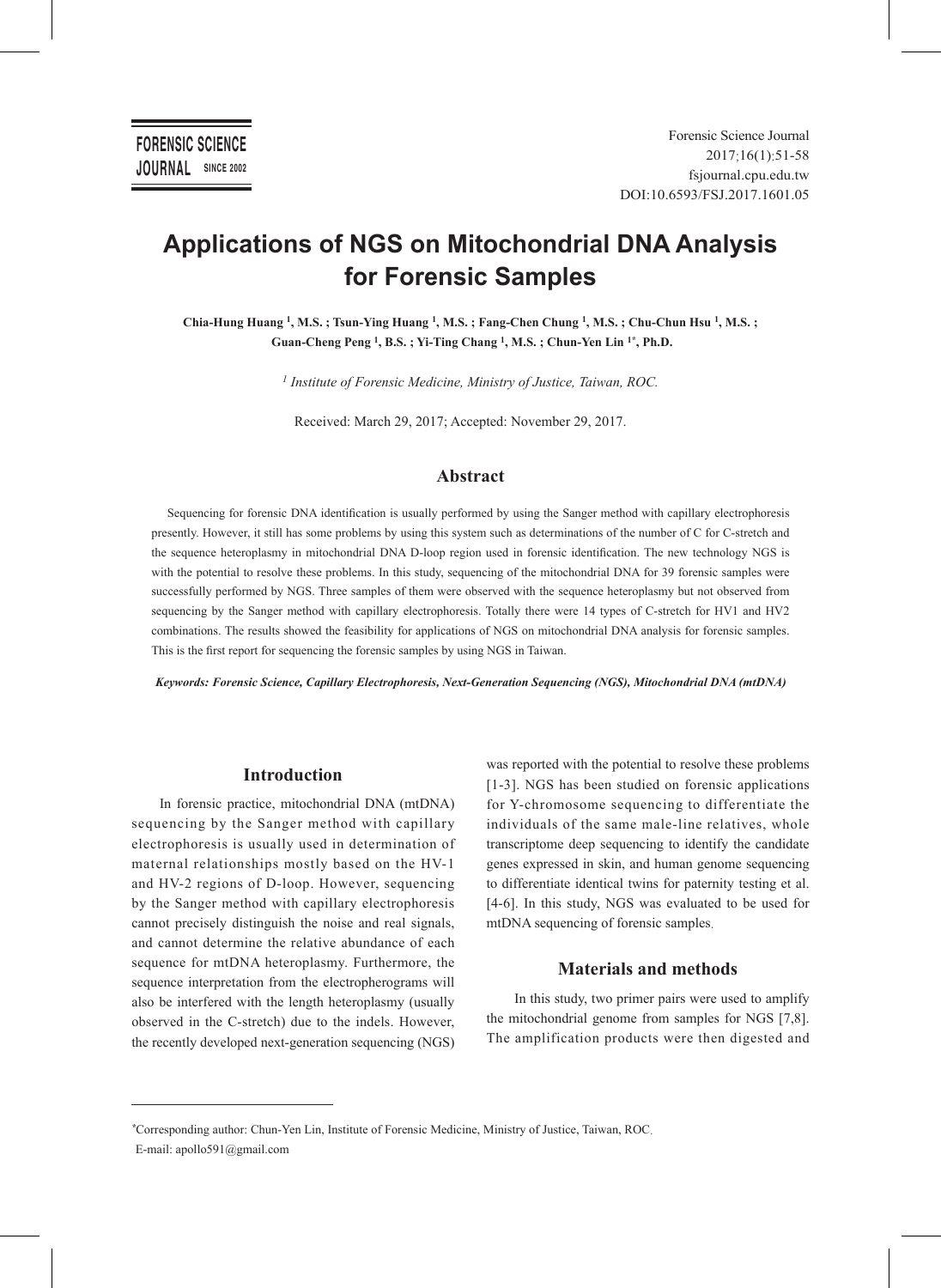# Applications of NGS on Mitochondrial DNA Analysis for Forensic Samples

**Chia-Hung Huang [1], M.S. ; Tsun-Ying Huang [1], M.S. ; Fang-Chen Chung [1], M.S. ; Chu-Chun Hsu [1], M.S. ; Guan-Cheng Peng [1], B.S. ; Yi-Ting Chang [1], M.S. ; Chun-Yen Lin [1*], Ph.D.**

[1] *Institute of Forensic Medicine, Ministry of Justice, Taiwan, ROC.*

Received: March 29, 2017; Accepted: November 29, 2017.

## Abstract

Sequencing for forensic DNA identification is usually performed by using the Sanger method with capillary electrophoresis presently. However, it still has some problems by using this system such as determinations of the number of C for C-stretch and the sequence heteroplasmy in mitochondrial DNA D-loop region used in forensic identification. The new technology NGS is with the potential to resolve these problems. In this study, sequencing of the mitochondrial DNA for 39 forensic samples were successfully performed by NGS. Three samples of them were observed with the sequence heteroplasmy but not observed from sequencing by the Sanger method with capillary electrophoresis. Totally there were 14 types of C-stretch for HV1 and HV2 combinations. The results showed the feasibility for applications of NGS on mitochondrial DNA analysis for forensic samples. This is the first report for sequencing the forensic samples by using NGS in Taiwan.

***Keywords: Forensic Science, Capillary Electrophoresis, Next-Generation Sequencing (NGS), Mitochondrial DNA (mtDNA)***

## Introduction

In forensic practice, mitochondrial DNA (mtDNA) sequencing by the Sanger method with capillary electrophoresis is usually used in determination of maternal relationships mostly based on the HV-1 and HV-2 regions of D-loop. However, sequencing by the Sanger method with capillary electrophoresis cannot precisely distinguish the noise and real signals, and cannot determine the relative abundance of each sequence for mtDNA heteroplasmy. Furthermore, the sequence interpretation from the electropherograms will also be interfered with the length heteroplasmy (usually observed in the C-stretch) due to the indels. However, the recently developed next-generation sequencing (NGS) was reported with the potential to resolve these problems [1-3]. NGS has been studied on forensic applications for Y-chromosome sequencing to differentiate the individuals of the same male-line relatives, whole transcriptome deep sequencing to identify the candidate genes expressed in skin, and human genome sequencing to differentiate identical twins for paternity testing et al. [4-6]. In this study, NGS was evaluated to be used for mtDNA sequencing of forensic samples.

## Materials and methods

In this study, two primer pairs were used to amplify the mitochondrial genome from samples for NGS [7,8]. The amplification products were then digested and

---

*Corresponding author: Chun-Yen Lin, Institute of Forensic Medicine, Ministry of Justice, Taiwan, ROC.
E-mail: apollo591@gmail.com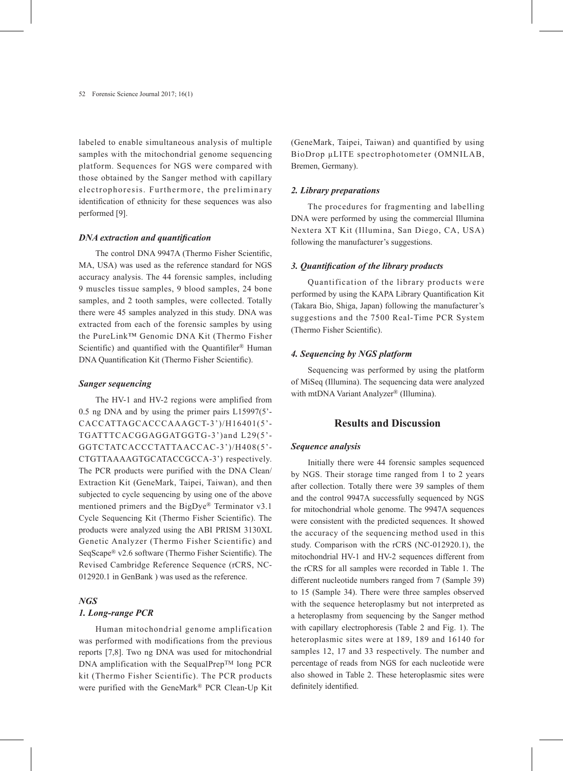labeled to enable simultaneous analysis of multiple samples with the mitochondrial genome sequencing platform. Sequences for NGS were compared with those obtained by the Sanger method with capillary electrophoresis. Furthermore, the preliminary identification of ethnicity for these sequences was also performed [9].

### *DNA extraction and quantification*

The control DNA 9947A (Thermo Fisher Scientific, MA, USA) was used as the reference standard for NGS accuracy analysis. The 44 forensic samples, including 9 muscles tissue samples, 9 blood samples, 24 bone samples, and 2 tooth samples, were collected. Totally there were 45 samples analyzed in this study. DNA was extracted from each of the forensic samples by using the PureLink™ Genomic DNA Kit (Thermo Fisher Scientific) and quantified with the Quantifiler® Human DNA Quantification Kit (Thermo Fisher Scientific).

### *Sanger sequencing*

The HV-1 and HV-2 regions were amplified from 0.5 ng DNA and by using the primer pairs L15997(5'-CACCATTAGCACCCAAAGCT-3')/H16401(5'-TGATTTCACGGAGGATGGTG-3')and L29(5'-GGTCTATCACCCTATTAACCAC-3')/H408(5'-CTGTTAAAAGTGCATACCGCCA-3') respectively. The PCR products were purified with the DNA Clean/Extraction Kit (GeneMark, Taipei, Taiwan), and then subjected to cycle sequencing by using one of the above mentioned primers and the BigDye® Terminator v3.1 Cycle Sequencing Kit (Thermo Fisher Scientific). The products were analyzed using the ABI PRISM 3130XL Genetic Analyzer (Thermo Fisher Scientific) and SeqScape® v2.6 software (Thermo Fisher Scientific). The Revised Cambridge Reference Sequence (rCRS, NC-012920.1 in GenBank ) was used as the reference.

### *NGS*

#### *1. Long-range PCR*

Human mitochondrial genome amplification was performed with modifications from the previous reports [7,8]. Two ng DNA was used for mitochondrial DNA amplification with the SequalPrepTM long PCR kit (Thermo Fisher Scientific). The PCR products were purified with the GeneMark® PCR Clean-Up Kit (GeneMark, Taipei, Taiwan) and quantified by using BioDrop μLITE spectrophotometer (OMNILAB, Bremen, Germany).

#### *2. Library preparations*

The procedures for fragmenting and labelling DNA were performed by using the commercial Illumina Nextera XT Kit (Illumina, San Diego, CA, USA) following the manufacturer's suggestions.

#### *3. Quantification of the library products*

Quantification of the library products were performed by using the KAPA Library Quantification Kit (Takara Bio, Shiga, Japan) following the manufacturer's suggestions and the 7500 Real-Time PCR System (Thermo Fisher Scientific).

#### *4. Sequencing by NGS platform*

Sequencing was performed by using the platform of MiSeq (Illumina). The sequencing data were analyzed with mtDNA Variant Analyzer® (Illumina).

## Results and Discussion

### *Sequence analysis*

Initially there were 44 forensic samples sequenced by NGS. Their storage time ranged from 1 to 2 years after collection. Totally there were 39 samples of them and the control 9947A successfully sequenced by NGS for mitochondrial whole genome. The 9947A sequences were consistent with the predicted sequences. It showed the accuracy of the sequencing method used in this study. Comparison with the rCRS (NC-012920.1), the mitochondrial HV-1 and HV-2 sequences different from the rCRS for all samples were recorded in Table 1. The different nucleotide numbers ranged from 7 (Sample 39) to 15 (Sample 34). There were three samples observed with the sequence heteroplasmy but not interpreted as a heteroplasmy from sequencing by the Sanger method with capillary electrophoresis (Table 2 and Fig. 1). The heteroplasmic sites were at 189, 189 and 16140 for samples 12, 17 and 33 respectively. The number and percentage of reads from NGS for each nucleotide were also showed in Table 2. These heteroplasmic sites were definitely identified.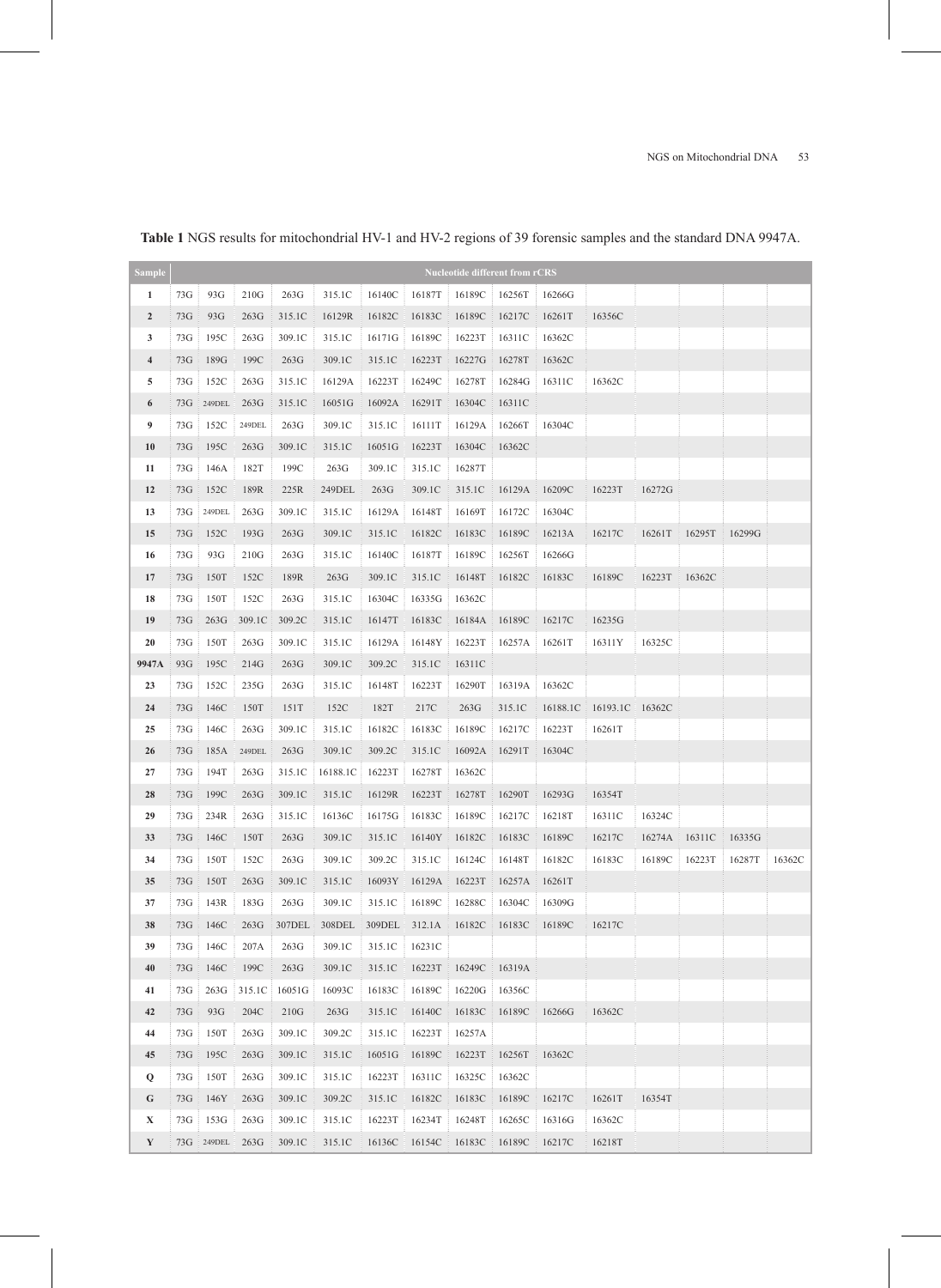**Table 1** NGS results for mitochondrial HV-1 and HV-2 regions of 39 forensic samples and the standard DNA 9947A.

| Sample | Nucleotide different from rCRS | | | | | | | | | | | | | | |
|---|---|---|---|---|---|---|---|---|---|---|---|---|---|---|---|
| 1 | 73G | 93G | 210G | 263G | 315.1C | 16140C | 16187T | 16189C | 16256T | 16266G | | | | | |
| 2 | 73G | 93G | 263G | 315.1C | 16129R | 16182C | 16183C | 16189C | 16217C | 16261T | 16356C | | | | |
| 3 | 73G | 195C | 263G | 309.1C | 315.1C | 16171G | 16189C | 16223T | 16311C | 16362C | | | | | |
| 4 | 73G | 189G | 199C | 263G | 309.1C | 315.1C | 16223T | 16227G | 16278T | 16362C | | | | | |
| 5 | 73G | 152C | 263G | 315.1C | 16129A | 16223T | 16249C | 16278T | 16284G | 16311C | 16362C | | | | |
| 6 | 73G | 249DEL | 263G | 315.1C | 16051G | 16092A | 16291T | 16304C | 16311C | | | | | | |
| 9 | 73G | 152C | 249DEL | 263G | 309.1C | 315.1C | 16111T | 16129A | 16266T | 16304C | | | | | |
| 10 | 73G | 195C | 263G | 309.1C | 315.1C | 16051G | 16223T | 16304C | 16362C | | | | | | |
| 11 | 73G | 146A | 182T | 199C | 263G | 309.1C | 315.1C | 16287T | | | | | | | |
| 12 | 73G | 152C | 189R | 225R | 249DEL | 263G | 309.1C | 315.1C | 16129A | 16209C | 16223T | 16272G | | | |
| 13 | 73G | 249DEL | 263G | 309.1C | 315.1C | 16129A | 16148T | 16169T | 16172C | 16304C | | | | | |
| 15 | 73G | 152C | 193G | 263G | 309.1C | 315.1C | 16182C | 16183C | 16189C | 16213A | 16217C | 16261T | 16295T | 16299G | |
| 16 | 73G | 93G | 210G | 263G | 315.1C | 16140C | 16187T | 16189C | 16256T | 16266G | | | | | |
| 17 | 73G | 150T | 152C | 189R | 263G | 309.1C | 315.1C | 16148T | 16182C | 16183C | 16189C | 16223T | 16362C | | |
| 18 | 73G | 150T | 152C | 263G | 315.1C | 16304C | 16335G | 16362C | | | | | | | |
| 19 | 73G | 263G | 309.1C | 309.2C | 315.1C | 16147T | 16183C | 16184A | 16189C | 16217C | 16235G | | | | |
| 20 | 73G | 150T | 263G | 309.1C | 315.1C | 16129A | 16148Y | 16223T | 16257A | 16261T | 16311Y | 16325C | | | |
| 9947A | 93G | 195C | 214G | 263G | 309.1C | 309.2C | 315.1C | 16311C | | | | | | | |
| 23 | 73G | 152C | 235G | 263G | 315.1C | 16148T | 16223T | 16290T | 16319A | 16362C | | | | | |
| 24 | 73G | 146C | 150T | 151T | 152C | 182T | 217C | 263G | 315.1C | 16188.1C | 16193.1C | 16362C | | | |
| 25 | 73G | 146C | 263G | 309.1C | 315.1C | 16182C | 16183C | 16189C | 16217C | 16223T | 16261T | | | | |
| 26 | 73G | 185A | 249DEL | 263G | 309.1C | 309.2C | 315.1C | 16092A | 16291T | 16304C | | | | | |
| 27 | 73G | 194T | 263G | 315.1C | 16188.1C | 16223T | 16278T | 16362C | | | | | | | |
| 28 | 73G | 199C | 263G | 309.1C | 315.1C | 16129R | 16223T | 16278T | 16290T | 16293G | 16354T | | | | |
| 29 | 73G | 234R | 263G | 315.1C | 16136C | 16175G | 16183C | 16189C | 16217C | 16218T | 16311C | 16324C | | | |
| 33 | 73G | 146C | 150T | 263G | 309.1C | 315.1C | 16140Y | 16182C | 16183C | 16189C | 16217C | 16274A | 16311C | 16335G | |
| 34 | 73G | 150T | 152C | 263G | 309.1C | 309.2C | 315.1C | 16124C | 16148T | 16182C | 16183C | 16189C | 16223T | 16287T | 16362C |
| 35 | 73G | 150T | 263G | 309.1C | 315.1C | 16093Y | 16129A | 16223T | 16257A | 16261T | | | | | |
| 37 | 73G | 143R | 183G | 263G | 309.1C | 315.1C | 16189C | 16288C | 16304C | 16309G | | | | | |
| 38 | 73G | 146C | 263G | 307DEL | 308DEL | 309DEL | 312.1A | 16182C | 16183C | 16189C | 16217C | | | | |
| 39 | 73G | 146C | 207A | 263G | 309.1C | 315.1C | 16231C | | | | | | | | |
| 40 | 73G | 146C | 199C | 263G | 309.1C | 315.1C | 16223T | 16249C | 16319A | | | | | | |
| 41 | 73G | 263G | 315.1C | 16051G | 16093C | 16183C | 16189C | 16220G | 16356C | | | | | | |
| 42 | 73G | 93G | 204C | 210G | 263G | 315.1C | 16140C | 16183C | 16189C | 16266G | 16362C | | | | |
| 44 | 73G | 150T | 263G | 309.1C | 309.2C | 315.1C | 16223T | 16257A | | | | | | | |
| 45 | 73G | 195C | 263G | 309.1C | 315.1C | 16051G | 16189C | 16223T | 16256T | 16362C | | | | | |
| Q | 73G | 150T | 263G | 309.1C | 315.1C | 16223T | 16311C | 16325C | 16362C | | | | | | |
| G | 73G | 146Y | 263G | 309.1C | 309.2C | 315.1C | 16182C | 16183C | 16189C | 16217C | 16261T | 16354T | | | |
| X | 73G | 153G | 263G | 309.1C | 315.1C | 16223T | 16234T | 16248T | 16265C | 16316G | 16362C | | | | |
| Y | 73G | 249DEL | 263G | 309.1C | 315.1C | 16136C | 16154C | 16183C | 16189C | 16217C | 16218T | | | | |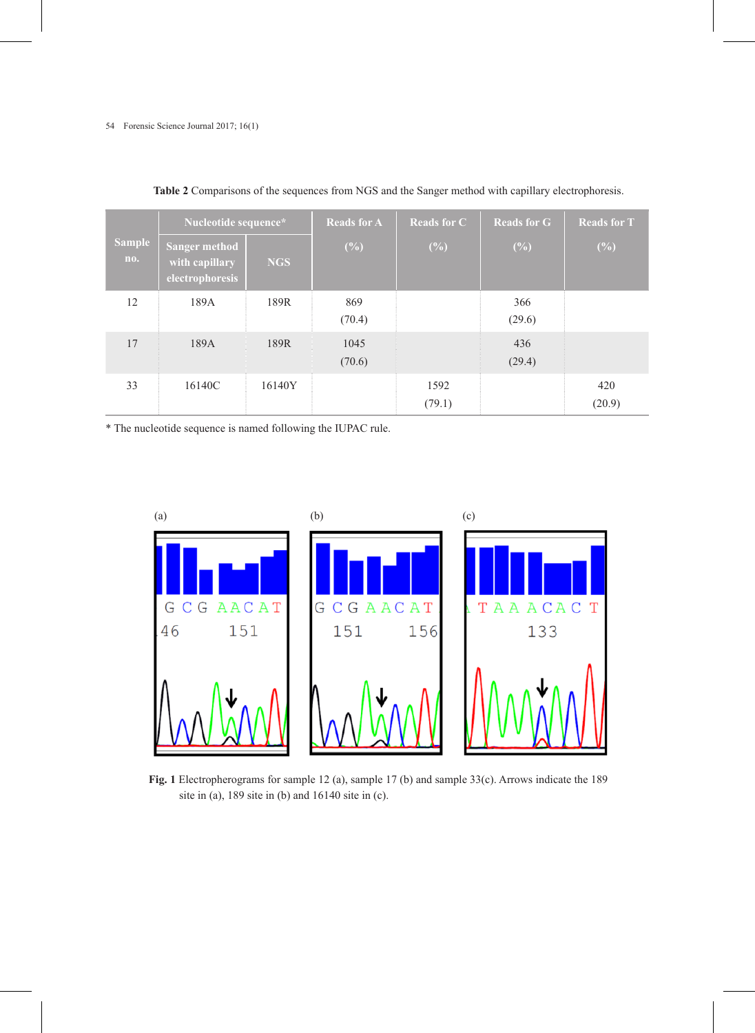**Table 2** Comparisons of the sequences from NGS and the Sanger method with capillary electrophoresis.

| Sample no. | Nucleotide sequence* | | Reads for A (%) | Reads for C (%) | Reads for G (%) | Reads for T (%) |
|---|---|---|---|---|---|---|
| | Sanger method with capillary electrophoresis | NGS | | | | |
| 12 | 189A | 189R | 869 (70.4) | | 366 (29.6) | |
| 17 | 189A | 189R | 1045 (70.6) | | 436 (29.4) | |
| 33 | 16140C | 16140Y | | 1592 (79.1) | | 420 (20.9) |

\* The nucleotide sequence is named following the IUPAC rule.

**Fig. 1** Electropherograms for sample 12 (a), sample 17 (b) and sample 33(c). Arrows indicate the 189 site in (a), 189 site in (b) and 16140 site in (c).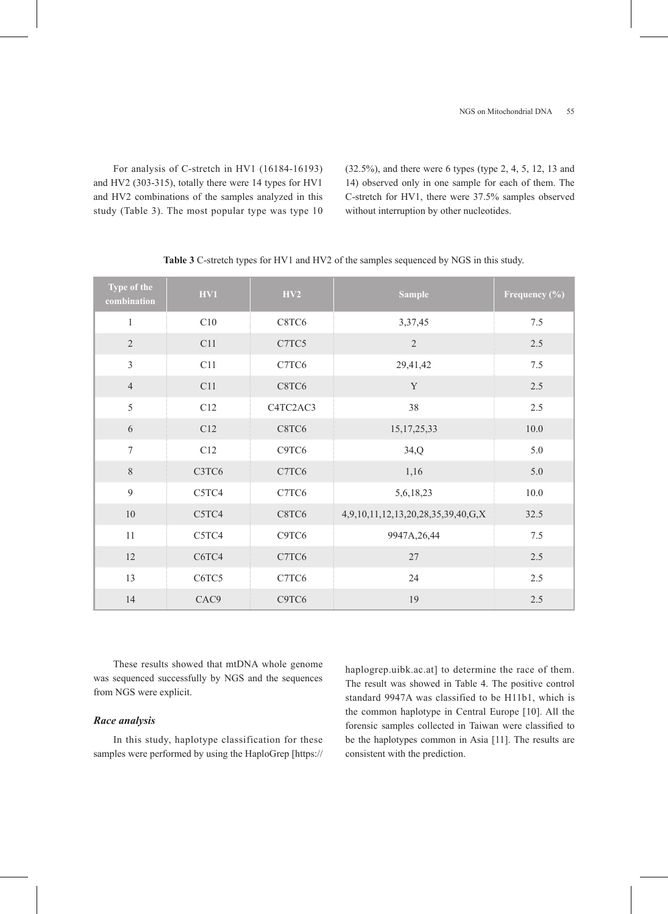For analysis of C-stretch in HV1 (16184-16193) and HV2 (303-315), totally there were 14 types for HV1 and HV2 combinations of the samples analyzed in this study (Table 3). The most popular type was type 10 (32.5%), and there were 6 types (type 2, 4, 5, 12, 13 and 14) observed only in one sample for each of them. The C-stretch for HV1, there were 37.5% samples observed without interruption by other nucleotides.

**Table 3** C-stretch types for HV1 and HV2 of the samples sequenced by NGS in this study.

| Type of the combination | HV1 | HV2 | Sample | Frequency (%) |
|---|---|---|---|---|
| 1 | C10 | C8TC6 | 3,37,45 | 7.5 |
| 2 | C11 | C7TC5 | 2 | 2.5 |
| 3 | C11 | C7TC6 | 29,41,42 | 7.5 |
| 4 | C11 | C8TC6 | Y | 2.5 |
| 5 | C12 | C4TC2AC3 | 38 | 2.5 |
| 6 | C12 | C8TC6 | 15,17,25,33 | 10.0 |
| 7 | C12 | C9TC6 | 34,Q | 5.0 |
| 8 | C3TC6 | C7TC6 | 1,16 | 5.0 |
| 9 | C5TC4 | C7TC6 | 5,6,18,23 | 10.0 |
| 10 | C5TC4 | C8TC6 | 4,9,10,11,12,13,20,28,35,39,40,G,X | 32.5 |
| 11 | C5TC4 | C9TC6 | 9947A,26,44 | 7.5 |
| 12 | C6TC4 | C7TC6 | 27 | 2.5 |
| 13 | C6TC5 | C7TC6 | 24 | 2.5 |
| 14 | CAC9 | C9TC6 | 19 | 2.5 |

These results showed that mtDNA whole genome was sequenced successfully by NGS and the sequences from NGS were explicit.

### *Race analysis*

In this study, haplotype classification for these samples were performed by using the HaploGrep [https://haplogrep.uibk.ac.at] to determine the race of them. The result was showed in Table 4. The positive control standard 9947A was classified to be H11b1, which is the common haplotype in Central Europe [10]. All the forensic samples collected in Taiwan were classified to be the haplotypes common in Asia [11]. The results are consistent with the prediction.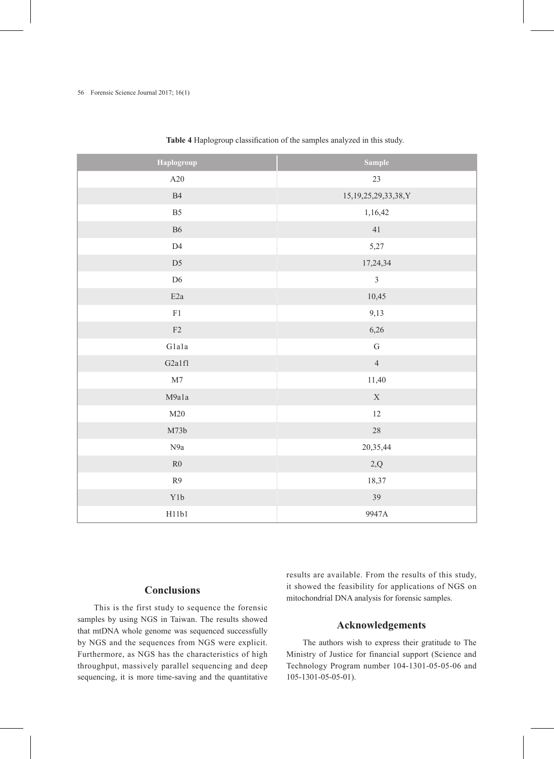**Table 4** Haplogroup classification of the samples analyzed in this study.

| Haplogroup | Sample |
|---|---|
| A20 | 23 |
| B4 | 15,19,25,29,33,38,Y |
| B5 | 1,16,42 |
| B6 | 41 |
| D4 | 5,27 |
| D5 | 17,24,34 |
| D6 | 3 |
| E2a | 10,45 |
| F1 | 9,13 |
| F2 | 6,26 |
| G1a1a | G |
| G2a1f1 | 4 |
| M7 | 11,40 |
| M9a1a | X |
| M20 | 12 |
| M73b | 28 |
| N9a | 20,35,44 |
| R0 | 2,Q |
| R9 | 18,37 |
| Y1b | 39 |
| H11b1 | 9947A |

## Conclusions

This is the first study to sequence the forensic samples by using NGS in Taiwan. The results showed that mtDNA whole genome was sequenced successfully by NGS and the sequences from NGS were explicit. Furthermore, as NGS has the characteristics of high throughput, massively parallel sequencing and deep sequencing, it is more time-saving and the quantitative results are available. From the results of this study, it showed the feasibility for applications of NGS on mitochondrial DNA analysis for forensic samples.

## Acknowledgements

The authors wish to express their gratitude to The Ministry of Justice for financial support (Science and Technology Program number 104-1301-05-05-06 and 105-1301-05-05-01).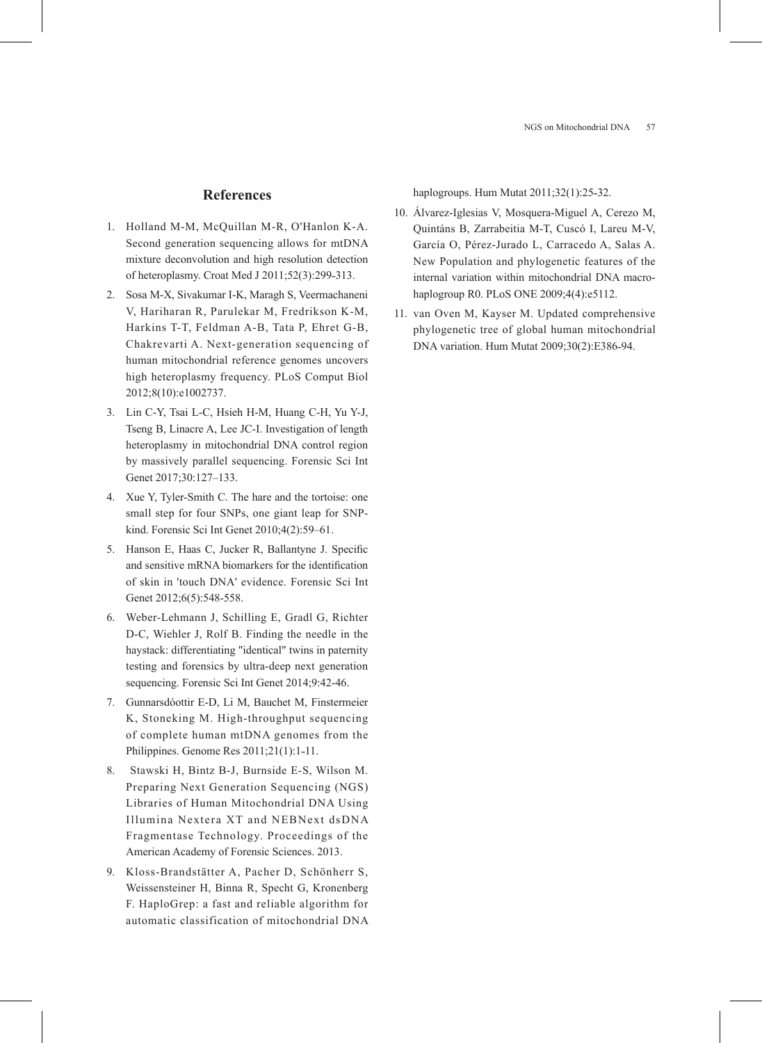## References

1. Holland M-M, McQuillan M-R, O'Hanlon K-A. Second generation sequencing allows for mtDNA mixture deconvolution and high resolution detection of heteroplasmy. Croat Med J 2011;52(3):299-313.
2. Sosa M-X, Sivakumar I-K, Maragh S, Veermachaneni V, Hariharan R, Parulekar M, Fredrikson K-M, Harkins T-T, Feldman A-B, Tata P, Ehret G-B, Chakrevarti A. Next-generation sequencing of human mitochondrial reference genomes uncovers high heteroplasmy frequency. PLoS Comput Biol 2012;8(10):e1002737.
3. Lin C-Y, Tsai L-C, Hsieh H-M, Huang C-H, Yu Y-J, Tseng B, Linacre A, Lee JC-I. Investigation of length heteroplasmy in mitochondrial DNA control region by massively parallel sequencing. Forensic Sci Int Genet 2017;30:127–133.
4. Xue Y, Tyler-Smith C. The hare and the tortoise: one small step for four SNPs, one giant leap for SNP-kind. Forensic Sci Int Genet 2010;4(2):59–61.
5. Hanson E, Haas C, Jucker R, Ballantyne J. Specific and sensitive mRNA biomarkers for the identification of skin in 'touch DNA' evidence. Forensic Sci Int Genet 2012;6(5):548-558.
6. Weber-Lehmann J, Schilling E, Gradl G, Richter D-C, Wiehler J, Rolf B. Finding the needle in the haystack: differentiating "identical" twins in paternity testing and forensics by ultra-deep next generation sequencing. Forensic Sci Int Genet 2014;9:42-46.
7. Gunnarsdóottir E-D, Li M, Bauchet M, Finstermeier K, Stoneking M. High-throughput sequencing of complete human mtDNA genomes from the Philippines. Genome Res 2011;21(1):1-11.
8. Stawski H, Bintz B-J, Burnside E-S, Wilson M. Preparing Next Generation Sequencing (NGS) Libraries of Human Mitochondrial DNA Using Illumina Nextera XT and NEBNext dsDNA Fragmentase Technology. Proceedings of the American Academy of Forensic Sciences. 2013.
9. Kloss-Brandstätter A, Pacher D, Schönherr S, Weissensteiner H, Binna R, Specht G, Kronenberg F. HaploGrep: a fast and reliable algorithm for automatic classification of mitochondrial DNA haplogroups. Hum Mutat 2011;32(1):25-32.
10. Álvarez-Iglesias V, Mosquera-Miguel A, Cerezo M, Quintáns B, Zarrabeitia M-T, Cuscó I, Lareu M-V, García O, Pérez-Jurado L, Carracedo A, Salas A. New Population and phylogenetic features of the internal variation within mitochondrial DNA macro-haplogroup R0. PLoS ONE 2009;4(4):e5112.
11. van Oven M, Kayser M. Updated comprehensive phylogenetic tree of global human mitochondrial DNA variation. Hum Mutat 2009;30(2):E386-94.